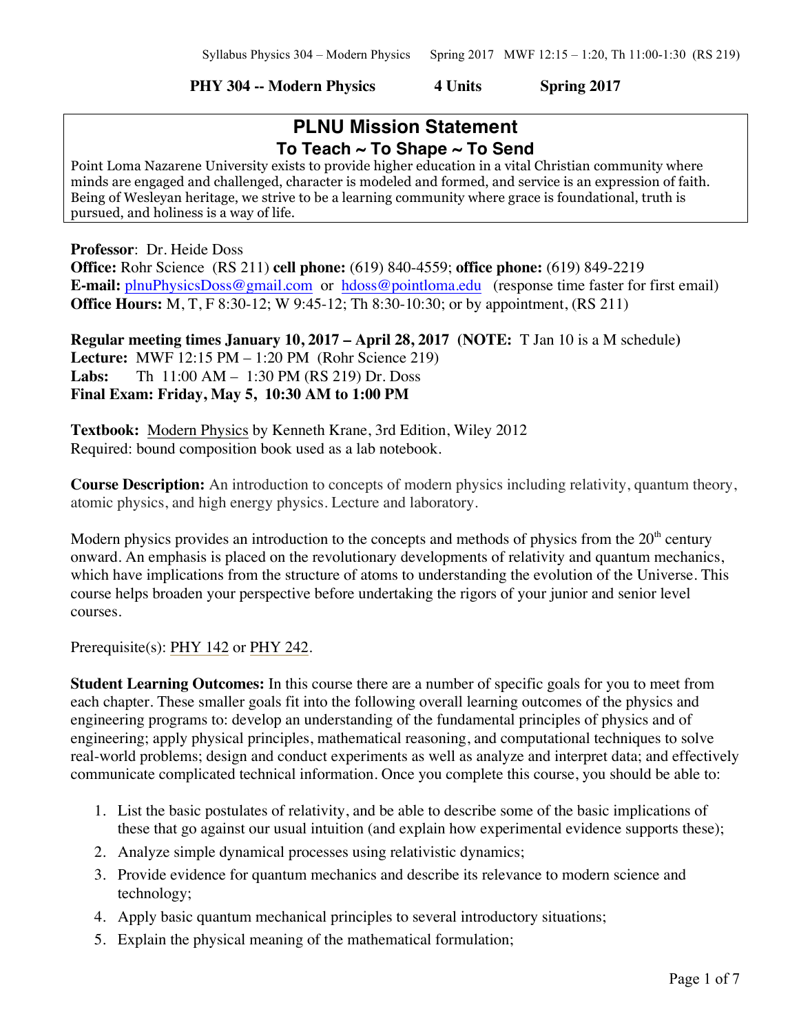**PHY 304 -- Modern Physics 4 Units Spring 2017**

## PLNU Mission Statement

### To Teach ~ To Shape ~ To Send

Point Loma Nazarene University exists to provide higher education in a vital Christian community where minds are engaged and challenged, character is modeled and formed, and service is an expression of faith. Being of Wesleyan heritage, we strive to be a learning community where grace is foundational, truth is pursued, and holiness is a way of life.

**Professor**: Dr. Heide Doss
**Office:** Rohr Science (RS 211) **cell phone:** (619) 840-4559; **office phone:** (619) 849-2219
**E-mail:** plnuPhysicsDoss@gmail.com or hdoss@pointloma.edu (response time faster for first email)
**Office Hours:** M, T, F 8:30-12; W 9:45-12; Th 8:30-10:30; or by appointment, (RS 211)

**Regular meeting times January 10, 2017 – April 28, 2017 (NOTE:** T Jan 10 is a M schedule**)**
**Lecture:** MWF 12:15 PM – 1:20 PM (Rohr Science 219)
**Labs:** Th 11:00 AM – 1:30 PM (RS 219) Dr. Doss
**Final Exam: Friday, May 5, 10:30 AM to 1:00 PM**

**Textbook:** Modern Physics by Kenneth Krane, 3rd Edition, Wiley 2012
Required: bound composition book used as a lab notebook.

**Course Description:** An introduction to concepts of modern physics including relativity, quantum theory, atomic physics, and high energy physics. Lecture and laboratory.

Modern physics provides an introduction to the concepts and methods of physics from the 20th century onward. An emphasis is placed on the revolutionary developments of relativity and quantum mechanics, which have implications from the structure of atoms to understanding the evolution of the Universe. This course helps broaden your perspective before undertaking the rigors of your junior and senior level courses.

Prerequisite(s): PHY 142 or PHY 242.

**Student Learning Outcomes:** In this course there are a number of specific goals for you to meet from each chapter. These smaller goals fit into the following overall learning outcomes of the physics and engineering programs to: develop an understanding of the fundamental principles of physics and of engineering; apply physical principles, mathematical reasoning, and computational techniques to solve real-world problems; design and conduct experiments as well as analyze and interpret data; and effectively communicate complicated technical information. Once you complete this course, you should be able to:

1. List the basic postulates of relativity, and be able to describe some of the basic implications of these that go against our usual intuition (and explain how experimental evidence supports these);
2. Analyze simple dynamical processes using relativistic dynamics;
3. Provide evidence for quantum mechanics and describe its relevance to modern science and technology;
4. Apply basic quantum mechanical principles to several introductory situations;
5. Explain the physical meaning of the mathematical formulation;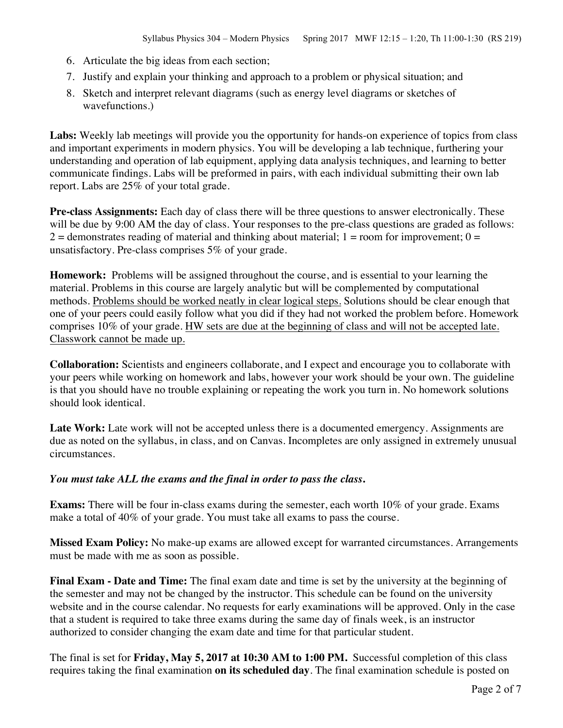6. Articulate the big ideas from each section;
7. Justify and explain your thinking and approach to a problem or physical situation; and
8. Sketch and interpret relevant diagrams (such as energy level diagrams or sketches of wavefunctions.)

**Labs:** Weekly lab meetings will provide you the opportunity for hands-on experience of topics from class and important experiments in modern physics. You will be developing a lab technique, furthering your understanding and operation of lab equipment, applying data analysis techniques, and learning to better communicate findings. Labs will be preformed in pairs, with each individual submitting their own lab report. Labs are 25% of your total grade.

**Pre-class Assignments:** Each day of class there will be three questions to answer electronically. These will be due by 9:00 AM the day of class. Your responses to the pre-class questions are graded as follows: 2 = demonstrates reading of material and thinking about material; 1 = room for improvement; 0 = unsatisfactory. Pre-class comprises 5% of your grade.

**Homework:** Problems will be assigned throughout the course, and is essential to your learning the material. Problems in this course are largely analytic but will be complemented by computational methods. Problems should be worked neatly in clear logical steps. Solutions should be clear enough that one of your peers could easily follow what you did if they had not worked the problem before. Homework comprises 10% of your grade. HW sets are due at the beginning of class and will not be accepted late. Classwork cannot be made up.

**Collaboration:** Scientists and engineers collaborate, and I expect and encourage you to collaborate with your peers while working on homework and labs, however your work should be your own. The guideline is that you should have no trouble explaining or repeating the work you turn in. No homework solutions should look identical.

**Late Work:** Late work will not be accepted unless there is a documented emergency. Assignments are due as noted on the syllabus, in class, and on Canvas. Incompletes are only assigned in extremely unusual circumstances.

***You must take ALL the exams and the final in order to pass the class.***

**Exams:** There will be four in-class exams during the semester, each worth 10% of your grade. Exams make a total of 40% of your grade. You must take all exams to pass the course.

**Missed Exam Policy:** No make-up exams are allowed except for warranted circumstances. Arrangements must be made with me as soon as possible.

**Final Exam - Date and Time:** The final exam date and time is set by the university at the beginning of the semester and may not be changed by the instructor. This schedule can be found on the university website and in the course calendar. No requests for early examinations will be approved. Only in the case that a student is required to take three exams during the same day of finals week, is an instructor authorized to consider changing the exam date and time for that particular student.

The final is set for **Friday, May 5, 2017 at 10:30 AM to 1:00 PM.** Successful completion of this class requires taking the final examination **on its scheduled day**. The final examination schedule is posted on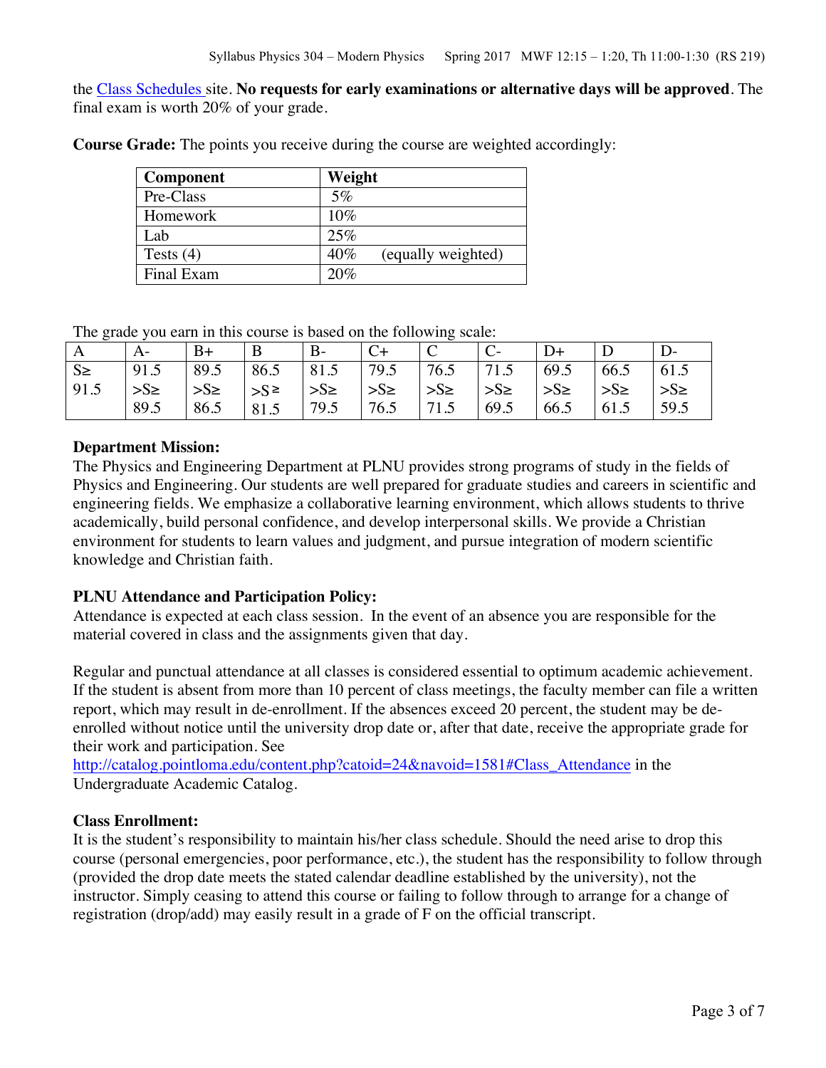the Class Schedules site. **No requests for early examinations or alternative days will be approved**. The final exam is worth 20% of your grade.

**Course Grade:** The points you receive during the course are weighted accordingly:

| Component | Weight |
|---|---|
| Pre-Class | 5% |
| Homework | 10% |
| Lab | 25% |
| Tests (4) | 40% (equally weighted) |
| Final Exam | 20% |

The grade you earn in this course is based on the following scale:

| A | A- | B+ | B | B- | C+ | C | C- | D+ | D | D- |
|---|---|---|---|---|---|---|---|---|---|---|
| S≥ 91.5 | 91.5 >S≥ 89.5 | 89.5 >S≥ 86.5 | 86.5 >S≥ 81.5 | 81.5 >S≥ 79.5 | 79.5 >S≥ 76.5 | 76.5 >S≥ 71.5 | 71.5 >S≥ 69.5 | 69.5 >S≥ 66.5 | 66.5 >S≥ 61.5 | 61.5 >S≥ 59.5 |

**Department Mission:**
The Physics and Engineering Department at PLNU provides strong programs of study in the fields of Physics and Engineering. Our students are well prepared for graduate studies and careers in scientific and engineering fields. We emphasize a collaborative learning environment, which allows students to thrive academically, build personal confidence, and develop interpersonal skills. We provide a Christian environment for students to learn values and judgment, and pursue integration of modern scientific knowledge and Christian faith.

**PLNU Attendance and Participation Policy:**
Attendance is expected at each class session. In the event of an absence you are responsible for the material covered in class and the assignments given that day.

Regular and punctual attendance at all classes is considered essential to optimum academic achievement. If the student is absent from more than 10 percent of class meetings, the faculty member can file a written report, which may result in de-enrollment. If the absences exceed 20 percent, the student may be de-enrolled without notice until the university drop date or, after that date, receive the appropriate grade for their work and participation. See http://catalog.pointloma.edu/content.php?catoid=24&navoid=1581#Class_Attendance in the Undergraduate Academic Catalog.

**Class Enrollment:**
It is the student's responsibility to maintain his/her class schedule. Should the need arise to drop this course (personal emergencies, poor performance, etc.), the student has the responsibility to follow through (provided the drop date meets the stated calendar deadline established by the university), not the instructor. Simply ceasing to attend this course or failing to follow through to arrange for a change of registration (drop/add) may easily result in a grade of F on the official transcript.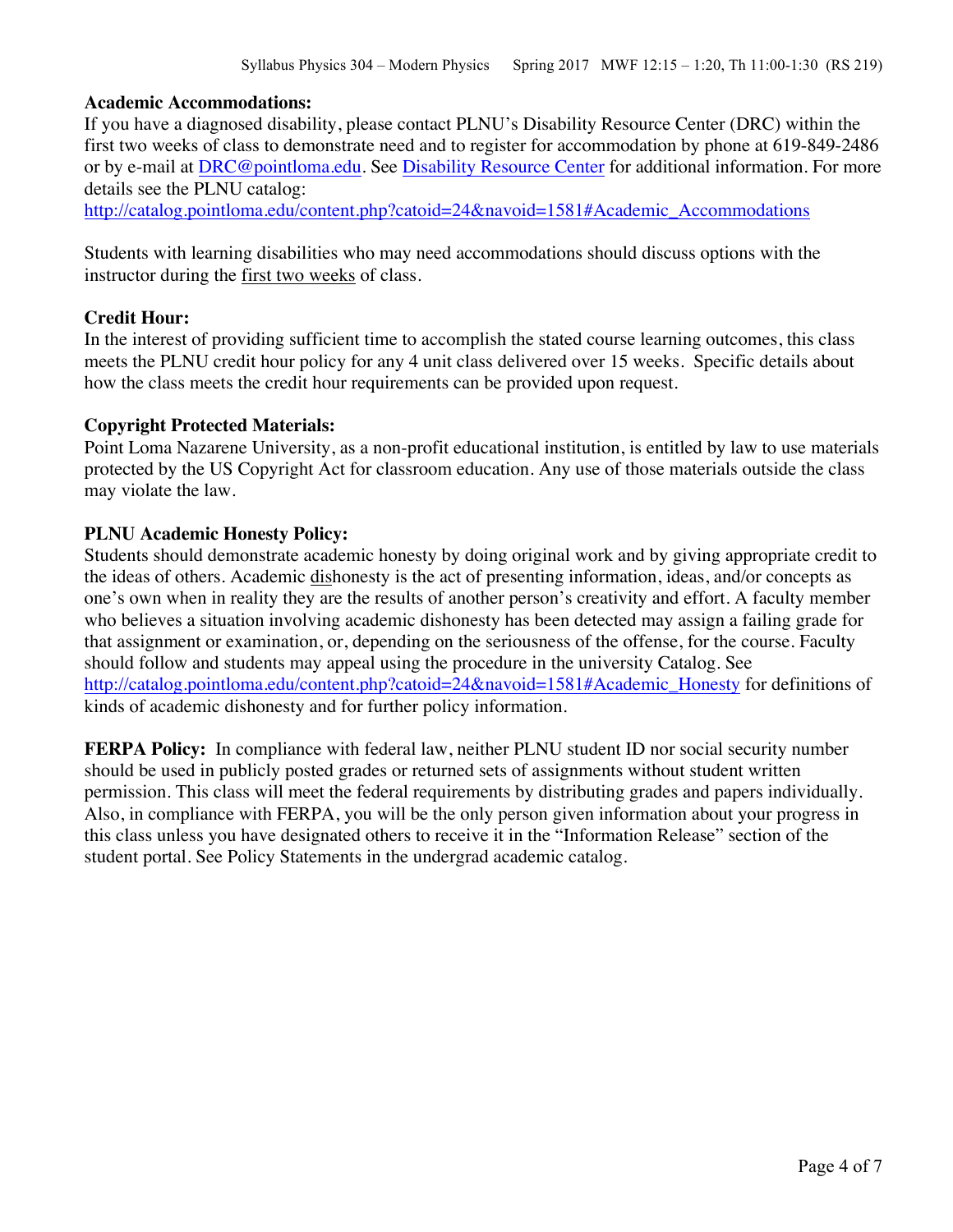**Academic Accommodations:**
If you have a diagnosed disability, please contact PLNU's Disability Resource Center (DRC) within the first two weeks of class to demonstrate need and to register for accommodation by phone at 619-849-2486 or by e-mail at DRC@pointloma.edu. See Disability Resource Center for additional information. For more details see the PLNU catalog:
http://catalog.pointloma.edu/content.php?catoid=24&navoid=1581#Academic_Accommodations

Students with learning disabilities who may need accommodations should discuss options with the instructor during the first two weeks of class.

**Credit Hour:**
In the interest of providing sufficient time to accomplish the stated course learning outcomes, this class meets the PLNU credit hour policy for any 4 unit class delivered over 15 weeks. Specific details about how the class meets the credit hour requirements can be provided upon request.

**Copyright Protected Materials:**
Point Loma Nazarene University, as a non-profit educational institution, is entitled by law to use materials protected by the US Copyright Act for classroom education. Any use of those materials outside the class may violate the law.

**PLNU Academic Honesty Policy:**
Students should demonstrate academic honesty by doing original work and by giving appropriate credit to the ideas of others. Academic dishonesty is the act of presenting information, ideas, and/or concepts as one's own when in reality they are the results of another person's creativity and effort. A faculty member who believes a situation involving academic dishonesty has been detected may assign a failing grade for that assignment or examination, or, depending on the seriousness of the offense, for the course. Faculty should follow and students may appeal using the procedure in the university Catalog. See http://catalog.pointloma.edu/content.php?catoid=24&navoid=1581#Academic_Honesty for definitions of kinds of academic dishonesty and for further policy information.

**FERPA Policy:** In compliance with federal law, neither PLNU student ID nor social security number should be used in publicly posted grades or returned sets of assignments without student written permission. This class will meet the federal requirements by distributing grades and papers individually. Also, in compliance with FERPA, you will be the only person given information about your progress in this class unless you have designated others to receive it in the "Information Release" section of the student portal. See Policy Statements in the undergrad academic catalog.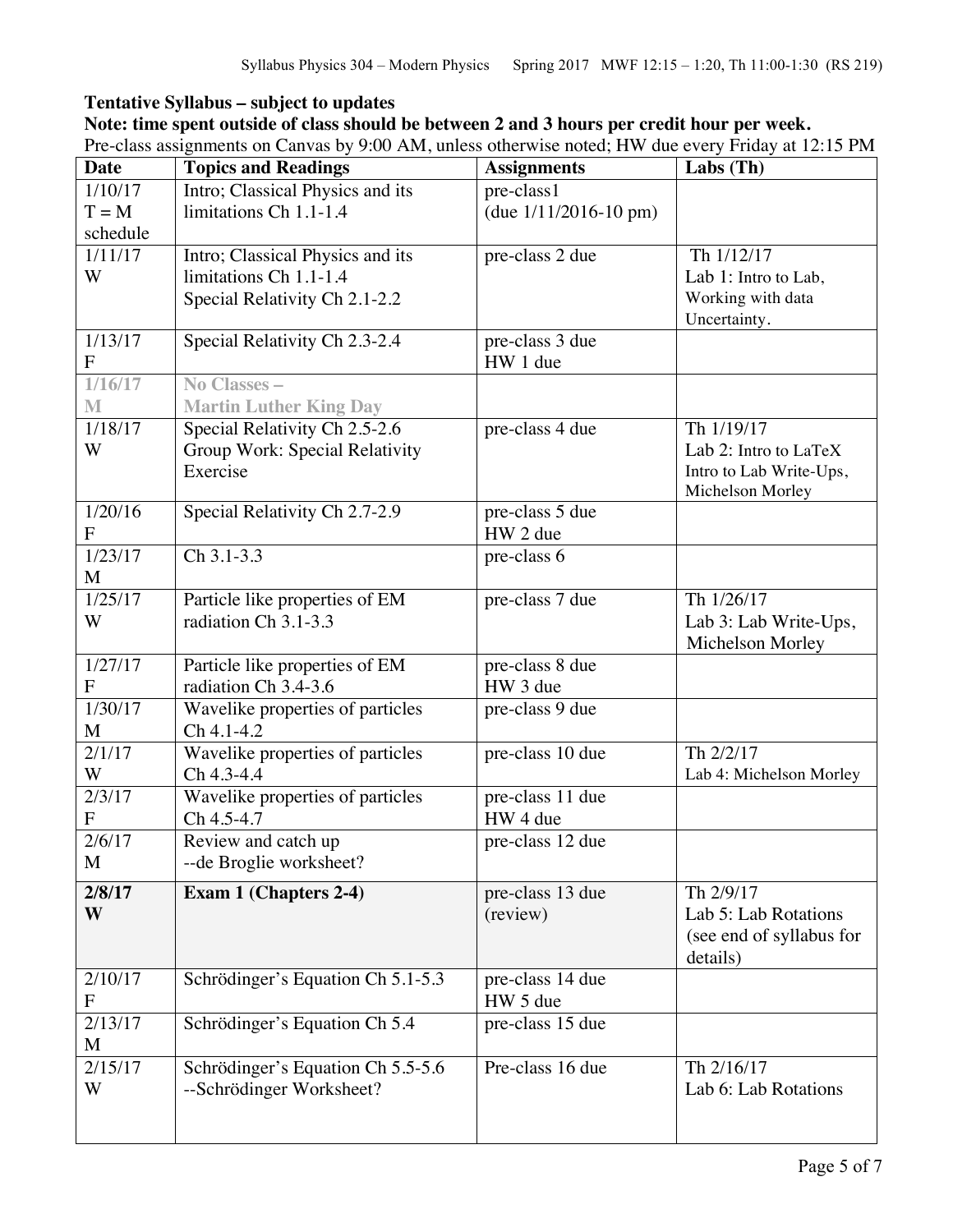**Tentative Syllabus – subject to updates**

**Note: time spent outside of class should be between 2 and 3 hours per credit hour per week.**

Pre-class assignments on Canvas by 9:00 AM, unless otherwise noted; HW due every Friday at 12:15 PM

| Date | Topics and Readings | Assignments | Labs (Th) |
|---|---|---|---|
| 1/10/17 T = M schedule | Intro; Classical Physics and its limitations Ch 1.1-1.4 | pre-class1 (due 1/11/2016-10 pm) | |
| 1/11/17 W | Intro; Classical Physics and its limitations Ch 1.1-1.4 Special Relativity Ch 2.1-2.2 | pre-class 2 due | Th 1/12/17 Lab 1: Intro to Lab, Working with data Uncertainty. |
| 1/13/17 F | Special Relativity Ch 2.3-2.4 | pre-class 3 due HW 1 due | |
| 1/16/17 M | No Classes – Martin Luther King Day | | |
| 1/18/17 W | Special Relativity Ch 2.5-2.6 Group Work: Special Relativity Exercise | pre-class 4 due | Th 1/19/17 Lab 2: Intro to LaTeX Intro to Lab Write-Ups, Michelson Morley |
| 1/20/16 F | Special Relativity Ch 2.7-2.9 | pre-class 5 due HW 2 due | |
| 1/23/17 M | Ch 3.1-3.3 | pre-class 6 | |
| 1/25/17 W | Particle like properties of EM radiation Ch 3.1-3.3 | pre-class 7 due | Th 1/26/17 Lab 3: Lab Write-Ups, Michelson Morley |
| 1/27/17 F | Particle like properties of EM radiation Ch 3.4-3.6 | pre-class 8 due HW 3 due | |
| 1/30/17 M | Wavelike properties of particles Ch 4.1-4.2 | pre-class 9 due | |
| 2/1/17 W | Wavelike properties of particles Ch 4.3-4.4 | pre-class 10 due | Th 2/2/17 Lab 4: Michelson Morley |
| 2/3/17 F | Wavelike properties of particles Ch 4.5-4.7 | pre-class 11 due HW 4 due | |
| 2/6/17 M | Review and catch up --de Broglie worksheet? | pre-class 12 due | |
| **2/8/17 W** | **Exam 1 (Chapters 2-4)** | pre-class 13 due (review) | Th 2/9/17 Lab 5: Lab Rotations (see end of syllabus for details) |
| 2/10/17 F | Schrödinger's Equation Ch 5.1-5.3 | pre-class 14 due HW 5 due | |
| 2/13/17 M | Schrödinger's Equation Ch 5.4 | pre-class 15 due | |
| 2/15/17 W | Schrödinger's Equation Ch 5.5-5.6 --Schrödinger Worksheet? | Pre-class 16 due | Th 2/16/17 Lab 6: Lab Rotations |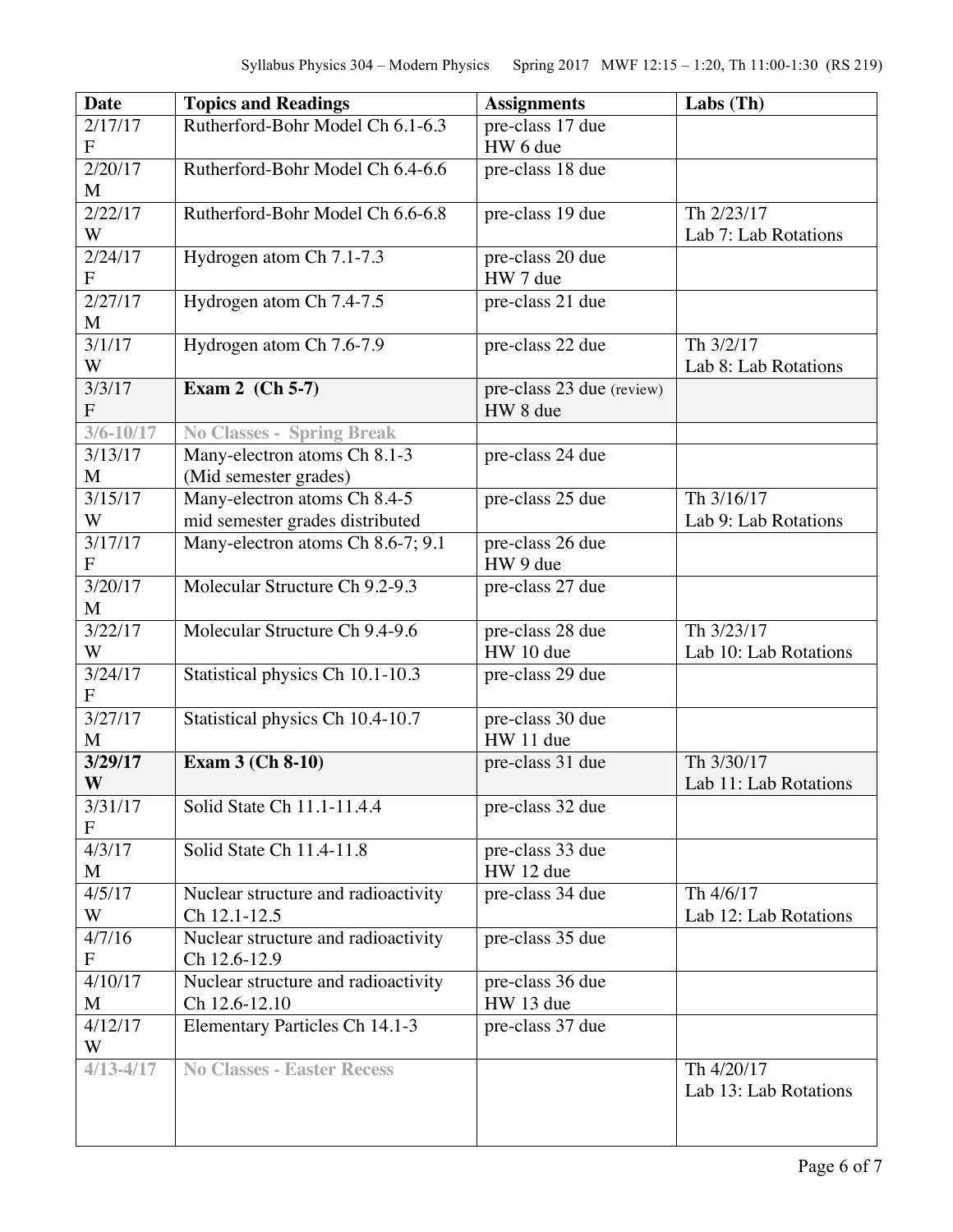| Date | Topics and Readings | Assignments | Labs (Th) |
|---|---|---|---|
| 2/17/17 F | Rutherford-Bohr Model Ch 6.1-6.3 | pre-class 17 due<br>HW 6 due | |
| 2/20/17 M | Rutherford-Bohr Model Ch 6.4-6.6 | pre-class 18 due | |
| 2/22/17 W | Rutherford-Bohr Model Ch 6.6-6.8 | pre-class 19 due | Th 2/23/17<br>Lab 7: Lab Rotations |
| 2/24/17 F | Hydrogen atom Ch 7.1-7.3 | pre-class 20 due<br>HW 7 due | |
| 2/27/17 M | Hydrogen atom Ch 7.4-7.5 | pre-class 21 due | |
| 3/1/17 W | Hydrogen atom Ch 7.6-7.9 | pre-class 22 due | Th 3/2/17<br>Lab 8: Lab Rotations |
| 3/3/17 F | **Exam 2 (Ch 5-7)** | pre-class 23 due (review)<br>HW 8 due | |
| **3/6-10/17** | **No Classes - Spring Break** | | |
| 3/13/17 M | Many-electron atoms Ch 8.1-3<br>(Mid semester grades) | pre-class 24 due | |
| 3/15/17 W | Many-electron atoms Ch 8.4-5<br>mid semester grades distributed | pre-class 25 due | Th 3/16/17<br>Lab 9: Lab Rotations |
| 3/17/17 F | Many-electron atoms Ch 8.6-7; 9.1 | pre-class 26 due<br>HW 9 due | |
| 3/20/17 M | Molecular Structure Ch 9.2-9.3 | pre-class 27 due | |
| 3/22/17 W | Molecular Structure Ch 9.4-9.6 | pre-class 28 due<br>HW 10 due | Th 3/23/17<br>Lab 10: Lab Rotations |
| 3/24/17 F | Statistical physics Ch 10.1-10.3 | pre-class 29 due | |
| 3/27/17 M | Statistical physics Ch 10.4-10.7 | pre-class 30 due<br>HW 11 due | |
| **3/29/17 W** | **Exam 3 (Ch 8-10)** | pre-class 31 due | Th 3/30/17<br>Lab 11: Lab Rotations |
| 3/31/17 F | Solid State Ch 11.1-11.4.4 | pre-class 32 due | |
| 4/3/17 M | Solid State Ch 11.4-11.8 | pre-class 33 due<br>HW 12 due | |
| 4/5/17 W | Nuclear structure and radioactivity Ch 12.1-12.5 | pre-class 34 due | Th 4/6/17<br>Lab 12: Lab Rotations |
| 4/7/16 F | Nuclear structure and radioactivity Ch 12.6-12.9 | pre-class 35 due | |
| 4/10/17 M | Nuclear structure and radioactivity Ch 12.6-12.10 | pre-class 36 due<br>HW 13 due | |
| 4/12/17 W | Elementary Particles Ch 14.1-3 | pre-class 37 due | |
| **4/13-4/17** | **No Classes - Easter Recess** | | Th 4/20/17<br>Lab 13: Lab Rotations |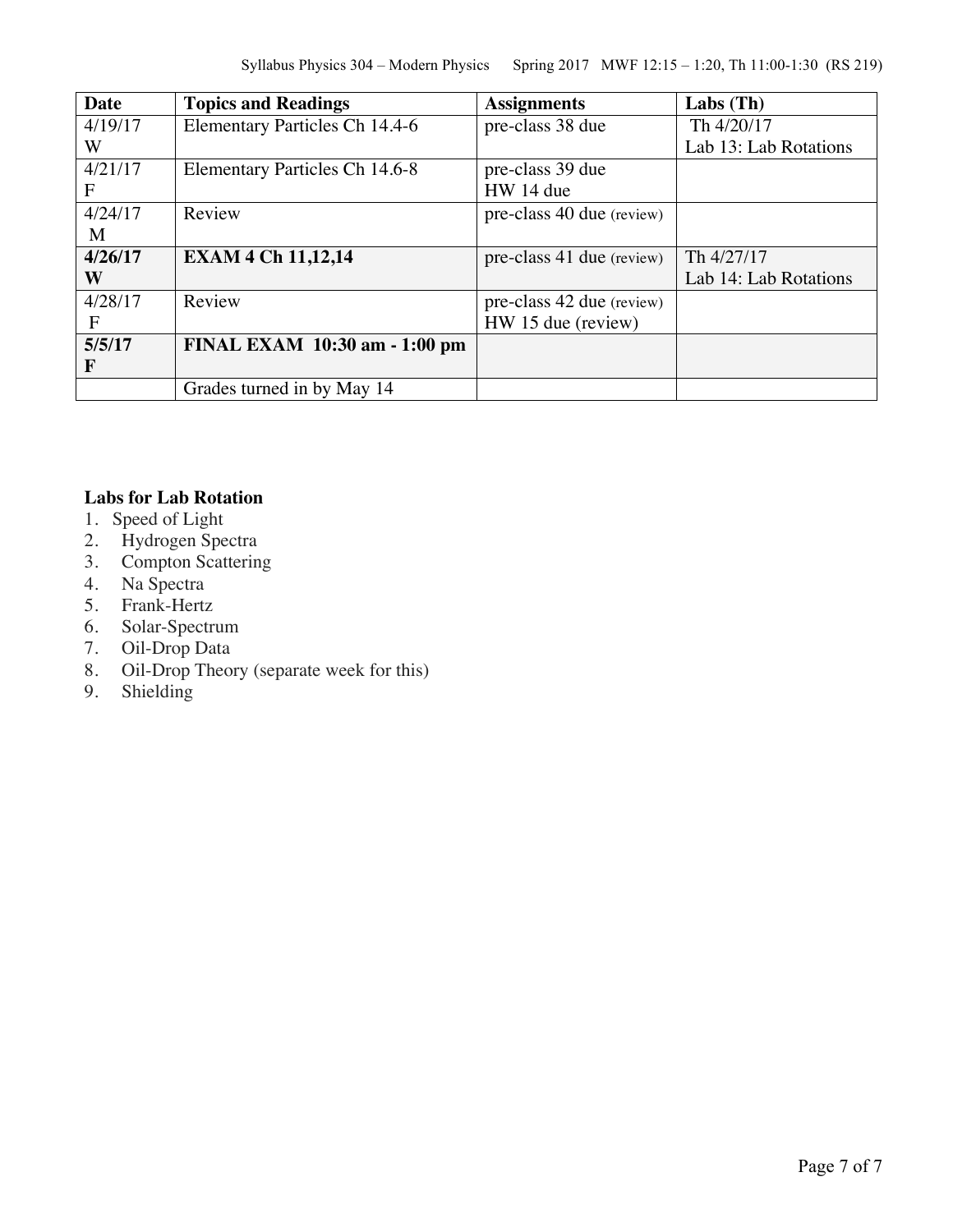| Date | Topics and Readings | Assignments | Labs (Th) |
|---|---|---|---|
| 4/19/17 W | Elementary Particles Ch 14.4-6 | pre-class 38 due | Th 4/20/17 Lab 13: Lab Rotations |
| 4/21/17 F | Elementary Particles Ch 14.6-8 | pre-class 39 due HW 14 due | |
| 4/24/17 M | Review | pre-class 40 due (review) | |
| **4/26/17 W** | **EXAM 4 Ch 11,12,14** | pre-class 41 due (review) | Th 4/27/17 Lab 14: Lab Rotations |
| 4/28/17 F | Review | pre-class 42 due (review) HW 15 due (review) | |
| **5/5/17 F** | **FINAL EXAM 10:30 am - 1:00 pm** | | |
| | Grades turned in by May 14 | | |

**Labs for Lab Rotation**

1. Speed of Light
2. Hydrogen Spectra
3. Compton Scattering
4. Na Spectra
5. Frank-Hertz
6. Solar-Spectrum
7. Oil-Drop Data
8. Oil-Drop Theory (separate week for this)
9. Shielding